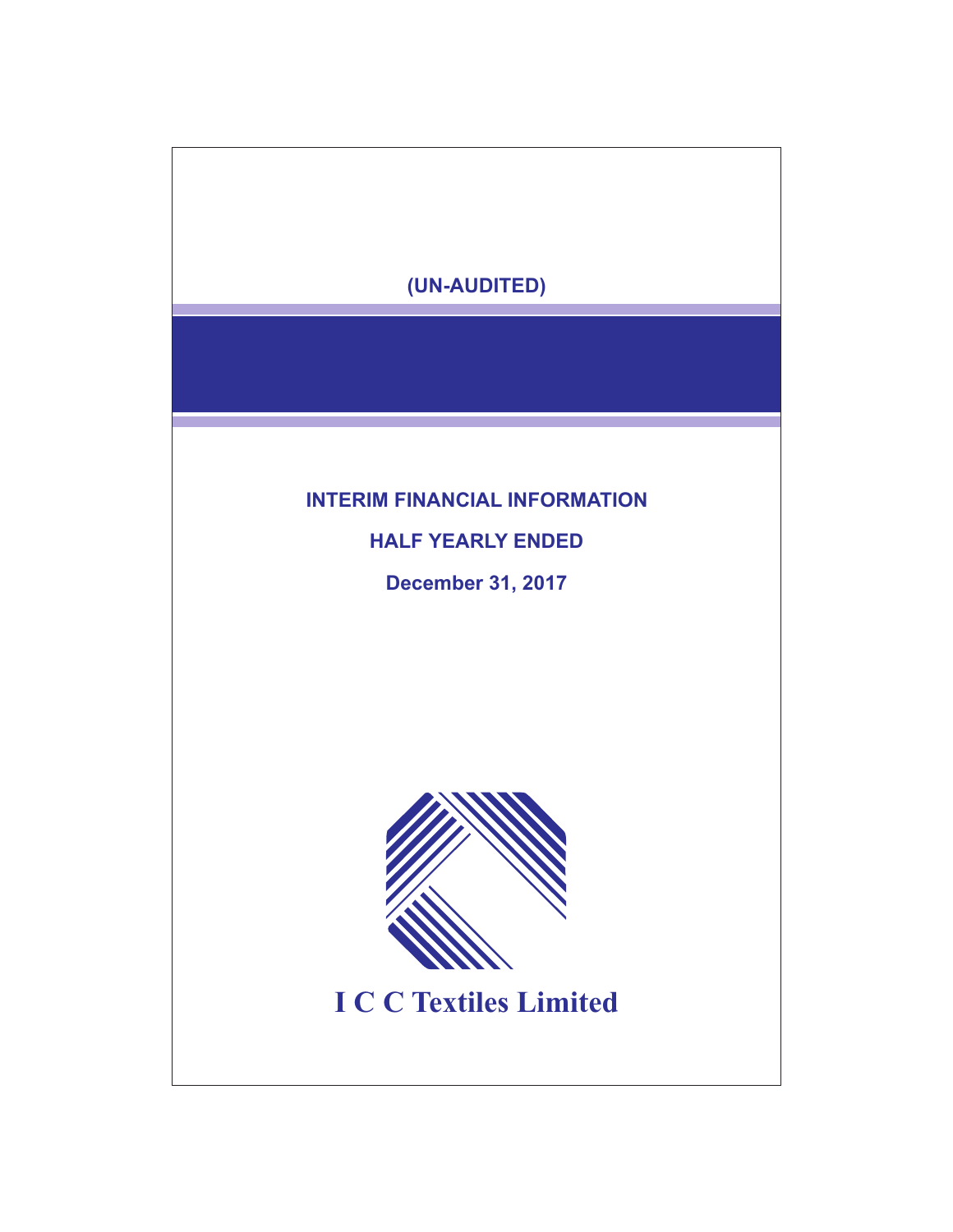(UN-AUDITED)

# INTERIM FINANCIAL INFORMATION

## HALF YEARLY ENDED

## December 31, 2017

# I C C Textiles Limited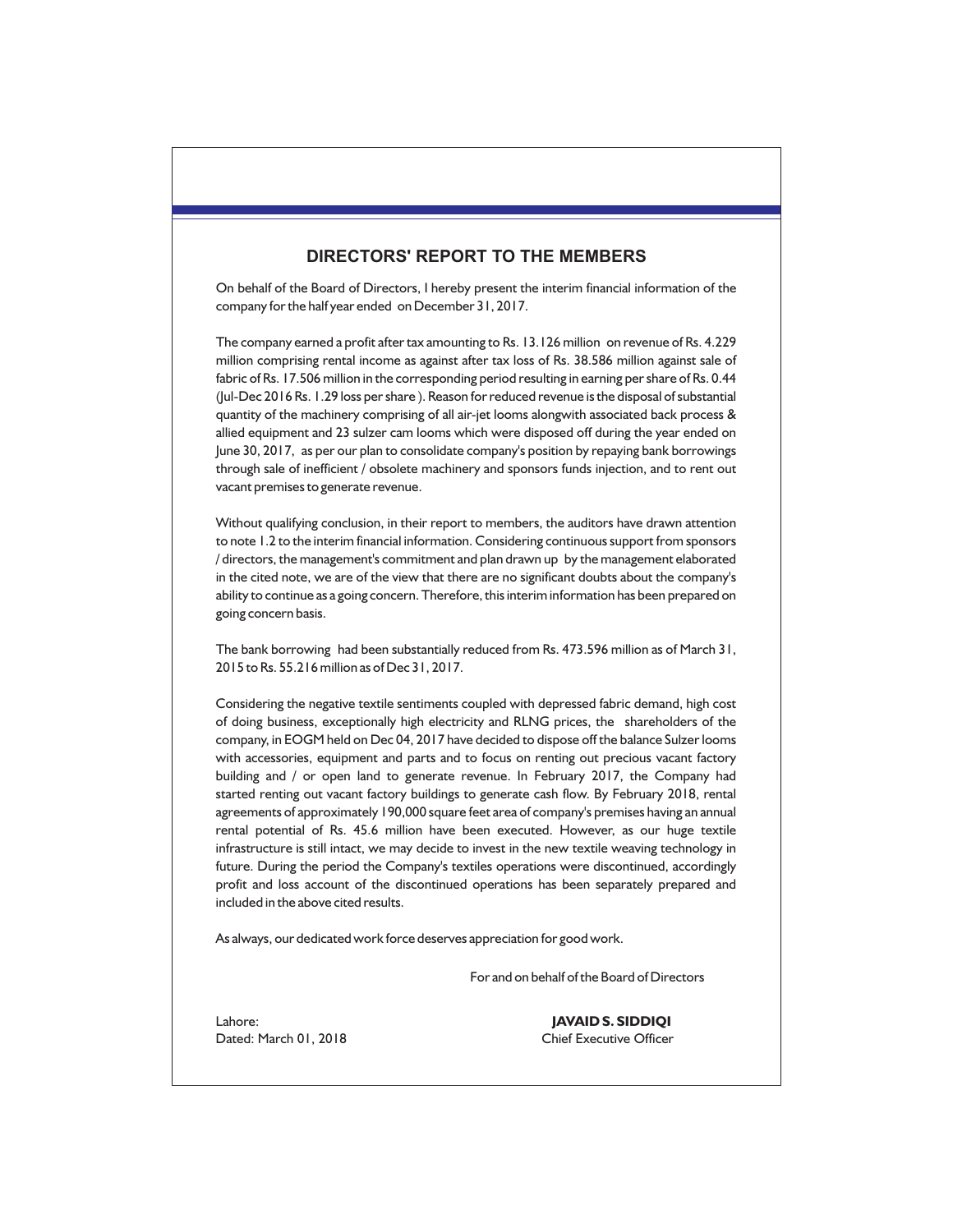## DIRECTORS' REPORT TO THE MEMBERS

On behalf of the Board of Directors, I hereby present the interim financial information of the company for the half year ended on December 31, 2017.

The company earned a profit after tax amounting to Rs. 13.126 million on revenue of Rs. 4.229 million comprising rental income as against after tax loss of Rs. 38.586 million against sale of fabric of Rs. 17.506 million in the corresponding period resulting in earning per share of Rs. 0.44 (Jul-Dec 2016 Rs. 1.29 loss per share ). Reason for reduced revenue is the disposal of substantial quantity of the machinery comprising of all air-jet looms alongwith associated back process & allied equipment and 23 sulzer cam looms which were disposed off during the year ended on June 30, 2017, as per our plan to consolidate company's position by repaying bank borrowings through sale of inefficient / obsolete machinery and sponsors funds injection, and to rent out vacant premises to generate revenue.

Without qualifying conclusion, in their report to members, the auditors have drawn attention to note 1.2 to the interim financial information. Considering continuous support from sponsors / directors, the management's commitment and plan drawn up by the management elaborated in the cited note, we are of the view that there are no significant doubts about the company's ability to continue as a going concern. Therefore, this interim information has been prepared on going concern basis.

The bank borrowing had been substantially reduced from Rs. 473.596 million as of March 31, 2015 to Rs. 55.216 million as of Dec 31, 2017.

Considering the negative textile sentiments coupled with depressed fabric demand, high cost of doing business, exceptionally high electricity and RLNG prices, the shareholders of the company, in EOGM held on Dec 04, 2017 have decided to dispose off the balance Sulzer looms with accessories, equipment and parts and to focus on renting out precious vacant factory building and / or open land to generate revenue. In February 2017, the Company had started renting out vacant factory buildings to generate cash flow. By February 2018, rental agreements of approximately 190,000 square feet area of company's premises having an annual rental potential of Rs. 45.6 million have been executed. However, as our huge textile infrastructure is still intact, we may decide to invest in the new textile weaving technology in future. During the period the Company's textiles operations were discontinued, accordingly profit and loss account of the discontinued operations has been separately prepared and included in the above cited results.

As always, our dedicated work force deserves appreciation for good work.

For and on behalf of the Board of Directors

Lahore:
Dated: March 01, 2018

**JAVAID S. SIDDIQI**
Chief Executive Officer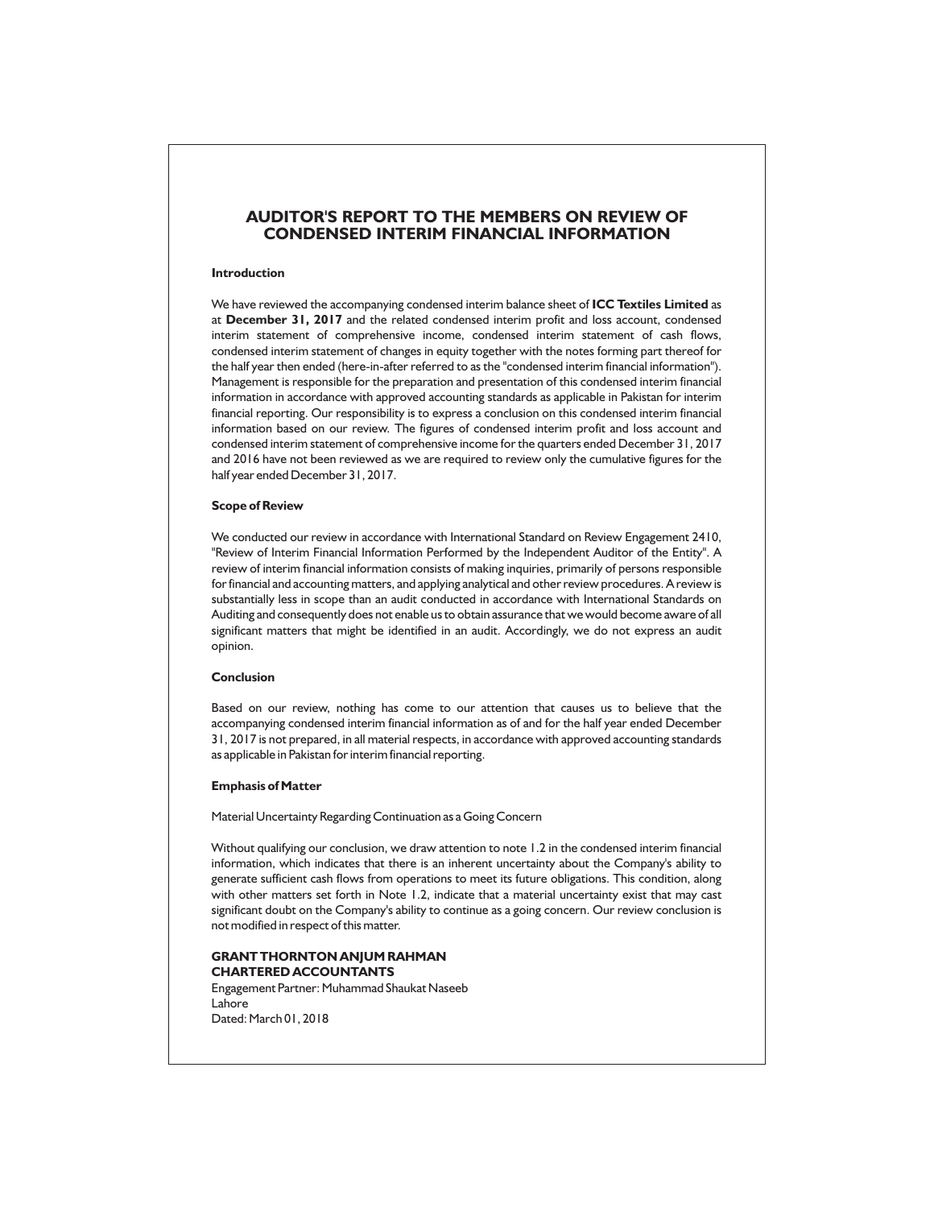# AUDITOR'S REPORT TO THE MEMBERS ON REVIEW OF CONDENSED INTERIM FINANCIAL INFORMATION

**Introduction**

We have reviewed the accompanying condensed interim balance sheet of **ICC Textiles Limited** as at **December 31, 2017** and the related condensed interim profit and loss account, condensed interim statement of comprehensive income, condensed interim statement of cash flows, condensed interim statement of changes in equity together with the notes forming part thereof for the half year then ended (here-in-after referred to as the "condensed interim financial information"). Management is responsible for the preparation and presentation of this condensed interim financial information in accordance with approved accounting standards as applicable in Pakistan for interim financial reporting. Our responsibility is to express a conclusion on this condensed interim financial information based on our review. The figures of condensed interim profit and loss account and condensed interim statement of comprehensive income for the quarters ended December 31, 2017 and 2016 have not been reviewed as we are required to review only the cumulative figures for the half year ended December 31, 2017.

**Scope of Review**

We conducted our review in accordance with International Standard on Review Engagement 2410, "Review of Interim Financial Information Performed by the Independent Auditor of the Entity". A review of interim financial information consists of making inquiries, primarily of persons responsible for financial and accounting matters, and applying analytical and other review procedures. A review is substantially less in scope than an audit conducted in accordance with International Standards on Auditing and consequently does not enable us to obtain assurance that we would become aware of all significant matters that might be identified in an audit. Accordingly, we do not express an audit opinion.

**Conclusion**

Based on our review, nothing has come to our attention that causes us to believe that the accompanying condensed interim financial information as of and for the half year ended December 31, 2017 is not prepared, in all material respects, in accordance with approved accounting standards as applicable in Pakistan for interim financial reporting.

**Emphasis of Matter**

Material Uncertainty Regarding Continuation as a Going Concern

Without qualifying our conclusion, we draw attention to note 1.2 in the condensed interim financial information, which indicates that there is an inherent uncertainty about the Company's ability to generate sufficient cash flows from operations to meet its future obligations. This condition, along with other matters set forth in Note 1.2, indicate that a material uncertainty exist that may cast significant doubt on the Company's ability to continue as a going concern. Our review conclusion is not modified in respect of this matter.

**GRANT THORNTON ANJUM RAHMAN**
**CHARTERED ACCOUNTANTS**
Engagement Partner: Muhammad Shaukat Naseeb
Lahore
Dated: March 01, 2018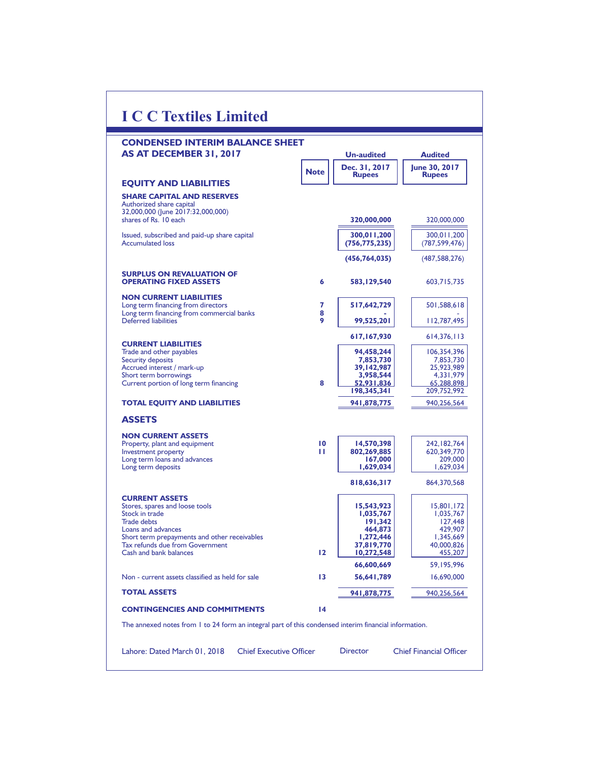# I C C Textiles Limited

## CONDENSED INTERIM BALANCE SHEET AS AT DECEMBER 31, 2017

| | Note | Un-audited Dec. 31, 2017 Rupees | Audited June 30, 2017 Rupees |
|---|---|---|---|
| **EQUITY AND LIABILITIES** | | | |
| **SHARE CAPITAL AND RESERVES** | | | |
| Authorized share capital 32,000,000 (June 2017:32,000,000) shares of Rs. 10 each | | **320,000,000** | 320,000,000 |
| Issued, subscribed and paid-up share capital | | **300,011,200** | 300,011,200 |
| Accumulated loss | | **(756,775,235)** | (787,599,476) |
| | | **(456,764,035)** | (487,588,276) |
| **SURPLUS ON REVALUATION OF OPERATING FIXED ASSETS** | 6 | **583,129,540** | 603,715,735 |
| **NON CURRENT LIABILITIES** | | | |
| Long term financing from directors | 7 | **517,642,729** | 501,588,618 |
| Long term financing from commercial banks | 8 | **-** | - |
| Deferred liabilities | 9 | **99,525,201** | 112,787,495 |
| | | **617,167,930** | 614,376,113 |
| **CURRENT LIABILITIES** | | | |
| Trade and other payables | | **94,458,244** | 106,354,396 |
| Security deposits | | **7,853,730** | 7,853,730 |
| Accrued interest / mark-up | | **39,142,987** | 25,923,989 |
| Short term borrowings | | **3,958,544** | 4,331,979 |
| Current portion of long term financing | 8 | **52,931,836** | 65,288,898 |
| | | **198,345,341** | 209,752,992 |
| **TOTAL EQUITY AND LIABILITIES** | | **941,878,775** | 940,256,564 |
| **ASSETS** | | | |
| **NON CURRENT ASSETS** | | | |
| Property, plant and equipment | 10 | **14,570,398** | 242,182,764 |
| Investment property | 11 | **802,269,885** | 620,349,770 |
| Long term loans and advances | | **167,000** | 209,000 |
| Long term deposits | | **1,629,034** | 1,629,034 |
| | | **818,636,317** | 864,370,568 |
| **CURRENT ASSETS** | | | |
| Stores, spares and loose tools | | **15,543,923** | 15,801,172 |
| Stock in trade | | **1,035,767** | 1,035,767 |
| Trade debts | | **191,342** | 127,448 |
| Loans and advances | | **464,873** | 429,907 |
| Short term prepayments and other receivables | | **1,272,446** | 1,345,669 |
| Tax refunds due from Government | | **37,819,770** | 40,000,826 |
| Cash and bank balances | 12 | **10,272,548** | 455,207 |
| | | **66,600,669** | 59,195,996 |
| Non - current assets classified as held for sale | 13 | **56,641,789** | 16,690,000 |
| **TOTAL ASSETS** | | **941,878,775** | 940,256,564 |
| **CONTINGENCIES AND COMMITMENTS** | 14 | | |

The annexed notes from 1 to 24 form an integral part of this condensed interim financial information.

Lahore: Dated March 01, 2018 &nbsp;&nbsp;&nbsp; Chief Executive Officer &nbsp;&nbsp;&nbsp; Director &nbsp;&nbsp;&nbsp; Chief Financial Officer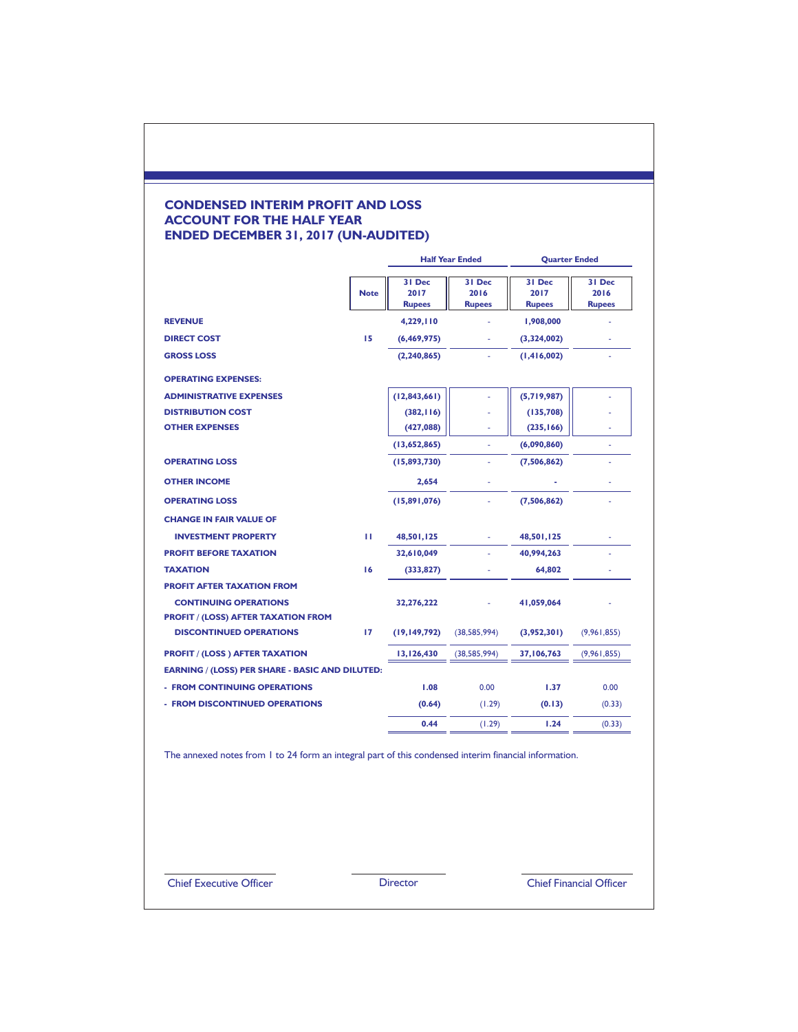# CONDENSED INTERIM PROFIT AND LOSS ACCOUNT FOR THE HALF YEAR ENDED DECEMBER 31, 2017 (UN-AUDITED)

| | Note | Half Year Ended | | Quarter Ended | |
|---|---|---|---|---|---|
| | | 31 Dec 2017 Rupees | 31 Dec 2016 Rupees | 31 Dec 2017 Rupees | 31 Dec 2016 Rupees |
| **REVENUE** | | **4,229,110** | - | **1,908,000** | - |
| **DIRECT COST** | 15 | **(6,469,975)** | - | **(3,324,002)** | - |
| **GROSS LOSS** | | **(2,240,865)** | - | **(1,416,002)** | - |
| **OPERATING EXPENSES:** | | | | | |
| **ADMINISTRATIVE EXPENSES** | | **(12,843,661)** | - | **(5,719,987)** | - |
| **DISTRIBUTION COST** | | **(382,116)** | - | **(135,708)** | - |
| **OTHER EXPENSES** | | **(427,088)** | - | **(235,166)** | - |
| | | **(13,652,865)** | - | **(6,090,860)** | - |
| **OPERATING LOSS** | | **(15,893,730)** | - | **(7,506,862)** | - |
| **OTHER INCOME** | | **2,654** | - | **-** | - |
| **OPERATING LOSS** | | **(15,891,076)** | - | **(7,506,862)** | - |
| **CHANGE IN FAIR VALUE OF** | | | | | |
| **INVESTMENT PROPERTY** | 11 | **48,501,125** | - | **48,501,125** | - |
| **PROFIT BEFORE TAXATION** | | **32,610,049** | - | **40,994,263** | - |
| **TAXATION** | 16 | **(333,827)** | - | **64,802** | - |
| **PROFIT AFTER TAXATION FROM** | | | | | |
| **CONTINUING OPERATIONS** | | **32,276,222** | - | **41,059,064** | - |
| **PROFIT / (LOSS) AFTER TAXATION FROM** | | | | | |
| **DISCONTINUED OPERATIONS** | 17 | **(19,149,792)** | (38,585,994) | **(3,952,301)** | (9,961,855) |
| **PROFIT / (LOSS ) AFTER TAXATION** | | **13,126,430** | (38,585,994) | **37,106,763** | (9,961,855) |
| **EARNING / (LOSS) PER SHARE - BASIC AND DILUTED:** | | | | | |
| **- FROM CONTINUING OPERATIONS** | | **1.08** | 0.00 | **1.37** | 0.00 |
| **- FROM DISCONTINUED OPERATIONS** | | **(0.64)** | (1.29) | **(0.13)** | (0.33) |
| | | **0.44** | (1.29) | **1.24** | (0.33) |

The annexed notes from 1 to 24 form an integral part of this condensed interim financial information.

Chief Executive Officer    Director    Chief Financial Officer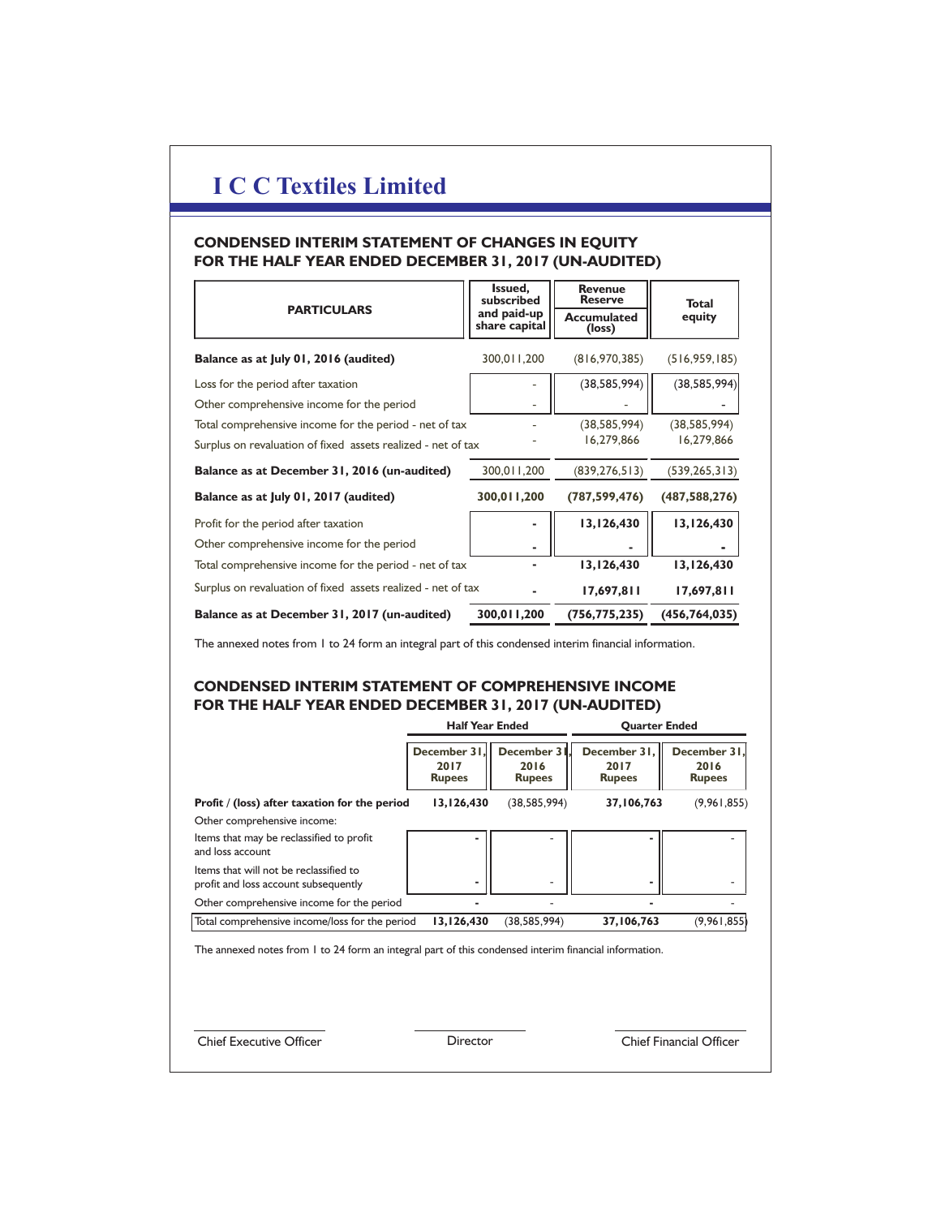# I C C Textiles Limited

## CONDENSED INTERIM STATEMENT OF CHANGES IN EQUITY FOR THE HALF YEAR ENDED DECEMBER 31, 2017 (UN-AUDITED)

| PARTICULARS | Issued, subscribed and paid-up share capital | Revenue Reserve Accumulated (loss) | Total equity |
|---|---|---|---|
| **Balance as at July 01, 2016 (audited)** | 300,011,200 | (816,970,385) | (516,959,185) |
| Loss for the period after taxation | - | (38,585,994) | (38,585,994) |
| Other comprehensive income for the period | - | - | - |
| Total comprehensive income for the period - net of tax | - | (38,585,994) | (38,585,994) |
| Surplus on revaluation of fixed assets realized - net of tax | - | 16,279,866 | 16,279,866 |
| **Balance as at December 31, 2016 (un-audited)** | 300,011,200 | (839,276,513) | (539,265,313) |
| **Balance as at July 01, 2017 (audited)** | **300,011,200** | **(787,599,476)** | **(487,588,276)** |
| Profit for the period after taxation | - | **13,126,430** | **13,126,430** |
| Other comprehensive income for the period | - | - | - |
| Total comprehensive income for the period - net of tax | - | **13,126,430** | **13,126,430** |
| Surplus on revaluation of fixed assets realized - net of tax | - | **17,697,811** | **17,697,811** |
| **Balance as at December 31, 2017 (un-audited)** | **300,011,200** | **(756,775,235)** | **(456,764,035)** |

The annexed notes from 1 to 24 form an integral part of this condensed interim financial information.

## CONDENSED INTERIM STATEMENT OF COMPREHENSIVE INCOME FOR THE HALF YEAR ENDED DECEMBER 31, 2017 (UN-AUDITED)

| | Half Year Ended | | Quarter Ended | |
|---|---|---|---|---|
| | December 31, 2017 Rupees | December 31, 2016 Rupees | December 31, 2017 Rupees | December 31, 2016 Rupees |
| **Profit / (loss) after taxation for the period** | **13,126,430** | (38,585,994) | **37,106,763** | (9,961,855) |
| Other comprehensive income: | | | | |
| Items that may be reclassified to profit and loss account | - | - | - | - |
| Items that will not be reclassified to profit and loss account subsequently | - | - | - | - |
| Other comprehensive income for the period | - | - | - | - |
| Total comprehensive income/loss for the period | **13,126,430** | (38,585,994) | **37,106,763** | (9,961,855) |

The annexed notes from 1 to 24 form an integral part of this condensed interim financial information.

Chief Executive Officer | Director | Chief Financial Officer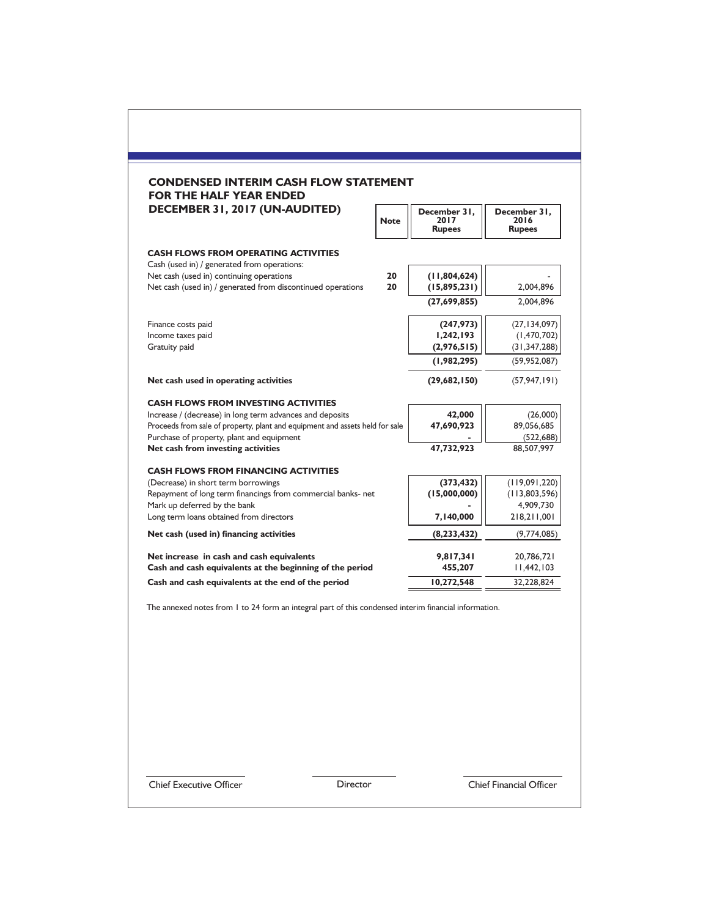## CONDENSED INTERIM CASH FLOW STATEMENT FOR THE HALF YEAR ENDED DECEMBER 31, 2017 (UN-AUDITED)

| | Note | December 31, 2017 Rupees | December 31, 2016 Rupees |
|---|---|---|---|
| **CASH FLOWS FROM OPERATING ACTIVITIES** | | | |
| Cash (used in) / generated from operations: | | | |
| Net cash (used in) continuing operations | 20 | **(11,804,624)** | - |
| Net cash (used in) / generated from discontinued operations | 20 | **(15,895,231)** | 2,004,896 |
| | | **(27,699,855)** | 2,004,896 |
| Finance costs paid | | **(247,973)** | (27,134,097) |
| Income taxes paid | | **1,242,193** | (1,470,702) |
| Gratuity paid | | **(2,976,515)** | (31,347,288) |
| | | **(1,982,295)** | (59,952,087) |
| **Net cash used in operating activities** | | **(29,682,150)** | (57,947,191) |
| **CASH FLOWS FROM INVESTING ACTIVITIES** | | | |
| Increase / (decrease) in long term advances and deposits | | **42,000** | (26,000) |
| Proceeds from sale of property, plant and equipment and assets held for sale | | **47,690,923** | 89,056,685 |
| Purchase of property, plant and equipment | | **-** | (522,688) |
| **Net cash from investing activities** | | **47,732,923** | 88,507,997 |
| **CASH FLOWS FROM FINANCING ACTIVITIES** | | | |
| (Decrease) in short term borrowings | | **(373,432)** | (119,091,220) |
| Repayment of long term financings from commercial banks- net | | **(15,000,000)** | (113,803,596) |
| Mark up deferred by the bank | | **-** | 4,909,730 |
| Long term loans obtained from directors | | **7,140,000** | 218,211,001 |
| **Net cash (used in) financing activities** | | **(8,233,432)** | (9,774,085) |
| **Net increase in cash and cash equivalents** | | **9,817,341** | 20,786,721 |
| **Cash and cash equivalents at the beginning of the period** | | **455,207** | 11,442,103 |
| **Cash and cash equivalents at the end of the period** | | **10,272,548** | 32,228,824 |

The annexed notes from 1 to 24 form an integral part of this condensed interim financial information.

Chief Executive Officer | Director | Chief Financial Officer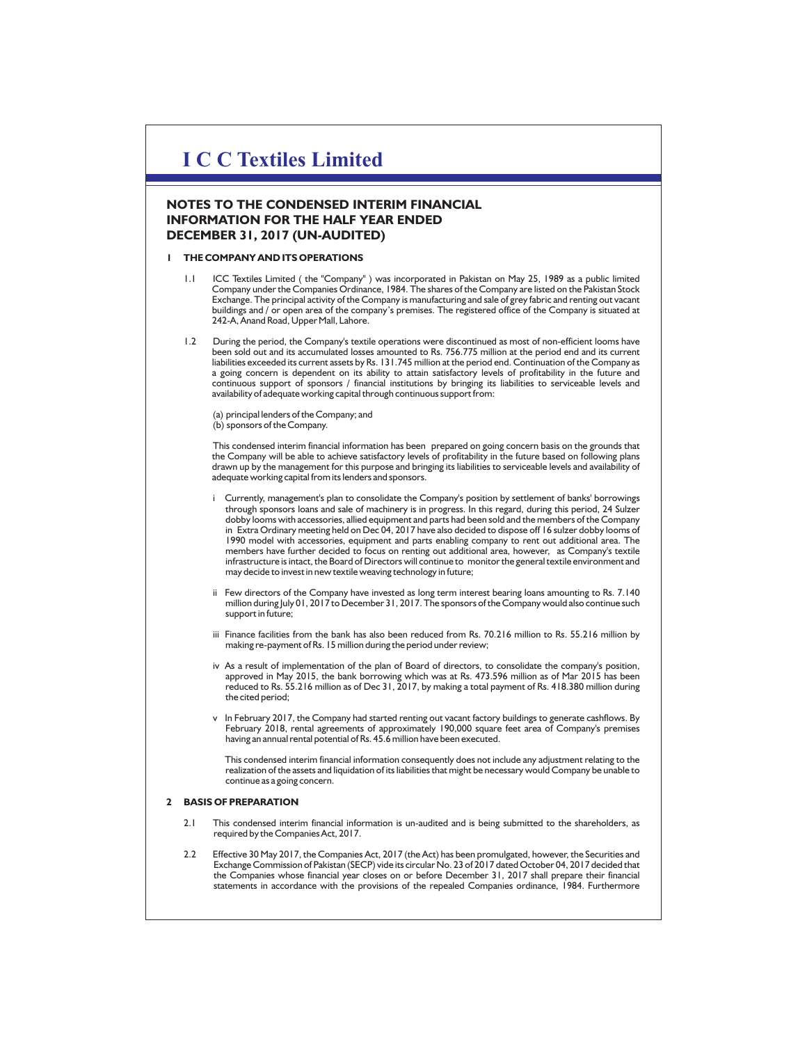# I C C Textiles Limited

## NOTES TO THE CONDENSED INTERIM FINANCIAL INFORMATION FOR THE HALF YEAR ENDED DECEMBER 31, 2017 (UN-AUDITED)

### 1 THE COMPANY AND ITS OPERATIONS

1.1 ICC Textiles Limited ( the "Company" ) was incorporated in Pakistan on May 25, 1989 as a public limited Company under the Companies Ordinance, 1984. The shares of the Company are listed on the Pakistan Stock Exchange. The principal activity of the Company is manufacturing and sale of grey fabric and renting out vacant buildings and / or open area of the company's premises. The registered office of the Company is situated at 242-A, Anand Road, Upper Mall, Lahore.

1.2 During the period, the Company's textile operations were discontinued as most of non-efficient looms have been sold out and its accumulated losses amounted to Rs. 756.775 million at the period end and its current liabilities exceeded its current assets by Rs. 131.745 million at the period end. Continuation of the Company as a going concern is dependent on its ability to attain satisfactory levels of profitability in the future and continuous support of sponsors / financial institutions by bringing its liabilities to serviceable levels and availability of adequate working capital through continuous support from:

(a) principal lenders of the Company; and
(b) sponsors of the Company.

This condensed interim financial information has been prepared on going concern basis on the grounds that the Company will be able to achieve satisfactory levels of profitability in the future based on following plans drawn up by the management for this purpose and bringing its liabilities to serviceable levels and availability of adequate working capital from its lenders and sponsors.

i Currently, management's plan to consolidate the Company's position by settlement of banks' borrowings through sponsors loans and sale of machinery is in progress. In this regard, during this period, 24 Sulzer dobby looms with accessories, allied equipment and parts had been sold and the members of the Company in Extra Ordinary meeting held on Dec 04, 2017 have also decided to dispose off 16 sulzer dobby looms of 1990 model with accessories, equipment and parts enabling company to rent out additional area. The members have further decided to focus on renting out additional area, however, as Company's textile infrastructure is intact, the Board of Directors will continue to monitor the general textile environment and may decide to invest in new textile weaving technology in future;

ii Few directors of the Company have invested as long term interest bearing loans amounting to Rs. 7.140 million during July 01, 2017 to December 31, 2017. The sponsors of the Company would also continue such support in future;

iii Finance facilities from the bank has also been reduced from Rs. 70.216 million to Rs. 55.216 million by making re-payment of Rs. 15 million during the period under review;

iv As a result of implementation of the plan of Board of directors, to consolidate the company's position, approved in May 2015, the bank borrowing which was at Rs. 473.596 million as of Mar 2015 has been reduced to Rs. 55.216 million as of Dec 31, 2017, by making a total payment of Rs. 418.380 million during the cited period;

v In February 2017, the Company had started renting out vacant factory buildings to generate cashflows. By February 2018, rental agreements of approximately 190,000 square feet area of Company's premises having an annual rental potential of Rs. 45.6 million have been executed.

This condensed interim financial information consequently does not include any adjustment relating to the realization of the assets and liquidation of its liabilities that might be necessary would Company be unable to continue as a going concern.

### 2 BASIS OF PREPARATION

2.1 This condensed interim financial information is un-audited and is being submitted to the shareholders, as required by the Companies Act, 2017.

2.2 Effective 30 May 2017, the Companies Act, 2017 (the Act) has been promulgated, however, the Securities and Exchange Commission of Pakistan (SECP) vide its circular No. 23 of 2017 dated October 04, 2017 decided that the Companies whose financial year closes on or before December 31, 2017 shall prepare their financial statements in accordance with the provisions of the repealed Companies ordinance, 1984. Furthermore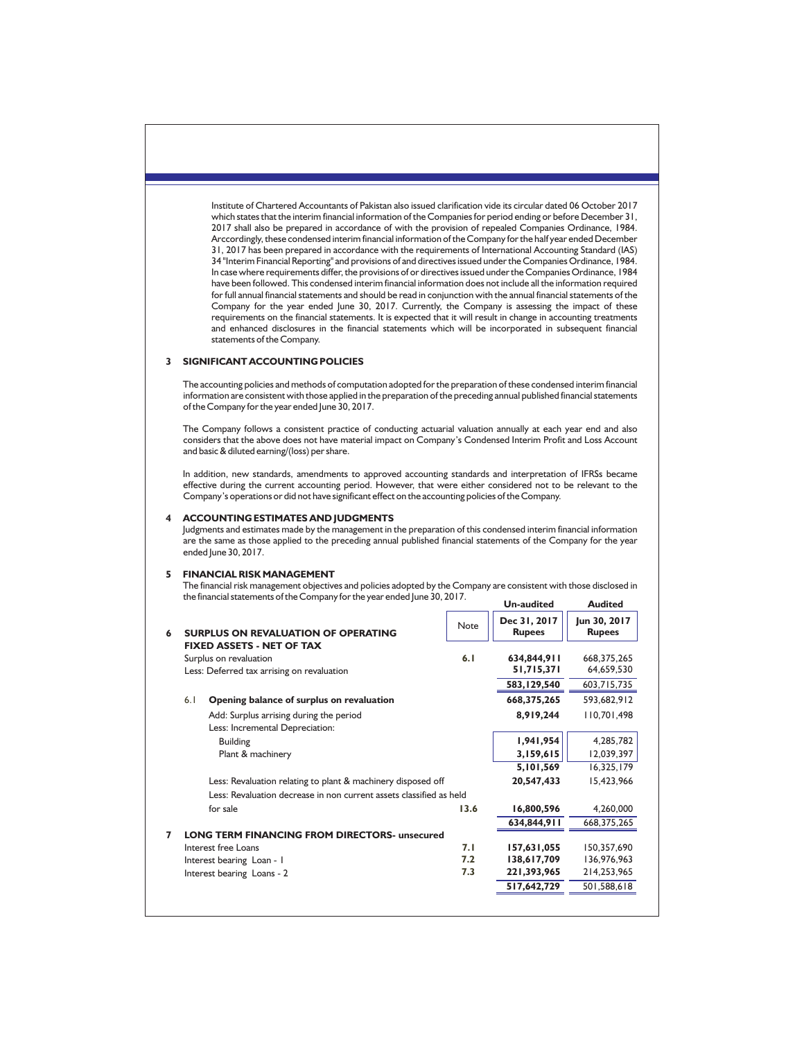Institute of Chartered Accountants of Pakistan also issued clarification vide its circular dated 06 October 2017 which states that the interim financial information of the Companies for period ending or before December 31, 2017 shall also be prepared in accordance of with the provision of repealed Companies Ordinance, 1984. Arccordingly, these condensed interim financial information of the Company for the half year ended December 31, 2017 has been prepared in accordance with the requirements of International Accounting Standard (IAS) 34 "Interim Financial Reporting" and provisions of and directives issued under the Companies Ordinance, 1984. In case where requirements differ, the provisions of or directives issued under the Companies Ordinance, 1984 have been followed. This condensed interim financial information does not include all the information required for full annual financial statements and should be read in conjunction with the annual financial statements of the Company for the year ended June 30, 2017. Currently, the Company is assessing the impact of these requirements on the financial statements. It is expected that it will result in change in accounting treatments and enhanced disclosures in the financial statements which will be incorporated in subsequent financial statements of the Company.

## 3 SIGNIFICANT ACCOUNTING POLICIES

The accounting policies and methods of computation adopted for the preparation of these condensed interim financial information are consistent with those applied in the preparation of the preceding annual published financial statements of the Company for the year ended June 30, 2017.

The Company follows a consistent practice of conducting actuarial valuation annually at each year end and also considers that the above does not have material impact on Company's Condensed Interim Profit and Loss Account and basic & diluted earning/(loss) per share.

In addition, new standards, amendments to approved accounting standards and interpretation of IFRSs became effective during the current accounting period. However, that were either considered not to be relevant to the Company's operations or did not have significant effect on the accounting policies of the Company.

## 4 ACCOUNTING ESTIMATES AND JUDGMENTS

Judgments and estimates made by the management in the preparation of this condensed interim financial information are the same as those applied to the preceding annual published financial statements of the Company for the year ended June 30, 2017.

## 5 FINANCIAL RISK MANAGEMENT

The financial risk management objectives and policies adopted by the Company are consistent with those disclosed in the financial statements of the Company for the year ended June 30, 2017.

| | Note | Un-audited Dec 31, 2017 Rupees | Audited Jun 30, 2017 Rupees |
|---|---|---|---|
| **6 SURPLUS ON REVALUATION OF OPERATING FIXED ASSETS - NET OF TAX** | | | |
| Surplus on revaluation | 6.1 | **634,844,911** | 668,375,265 |
| Less: Deferred tax arrising on revaluation | | **51,715,371** | 64,659,530 |
| | | **583,129,540** | 603,715,735 |
| 6.1 **Opening balance of surplus on revaluation** | | **668,375,265** | 593,682,912 |
| Add: Surplus arrising during the period | | **8,919,244** | 110,701,498 |
| Less: Incremental Depreciation: | | | |
| Building | | **1,941,954** | 4,285,782 |
| Plant & machinery | | **3,159,615** | 12,039,397 |
| | | **5,101,569** | 16,325,179 |
| Less: Revaluation relating to plant & machinery disposed off | | **20,547,433** | 15,423,966 |
| Less: Revaluation decrease in non current assets classified as held for sale | 13.6 | **16,800,596** | 4,260,000 |
| | | **634,844,911** | 668,375,265 |
| **7 LONG TERM FINANCING FROM DIRECTORS- unsecured** | | | |
| Interest free Loans | 7.1 | **157,631,055** | 150,357,690 |
| Interest bearing Loan - 1 | 7.2 | **138,617,709** | 136,976,963 |
| Interest bearing Loans - 2 | 7.3 | **221,393,965** | 214,253,965 |
| | | **517,642,729** | 501,588,618 |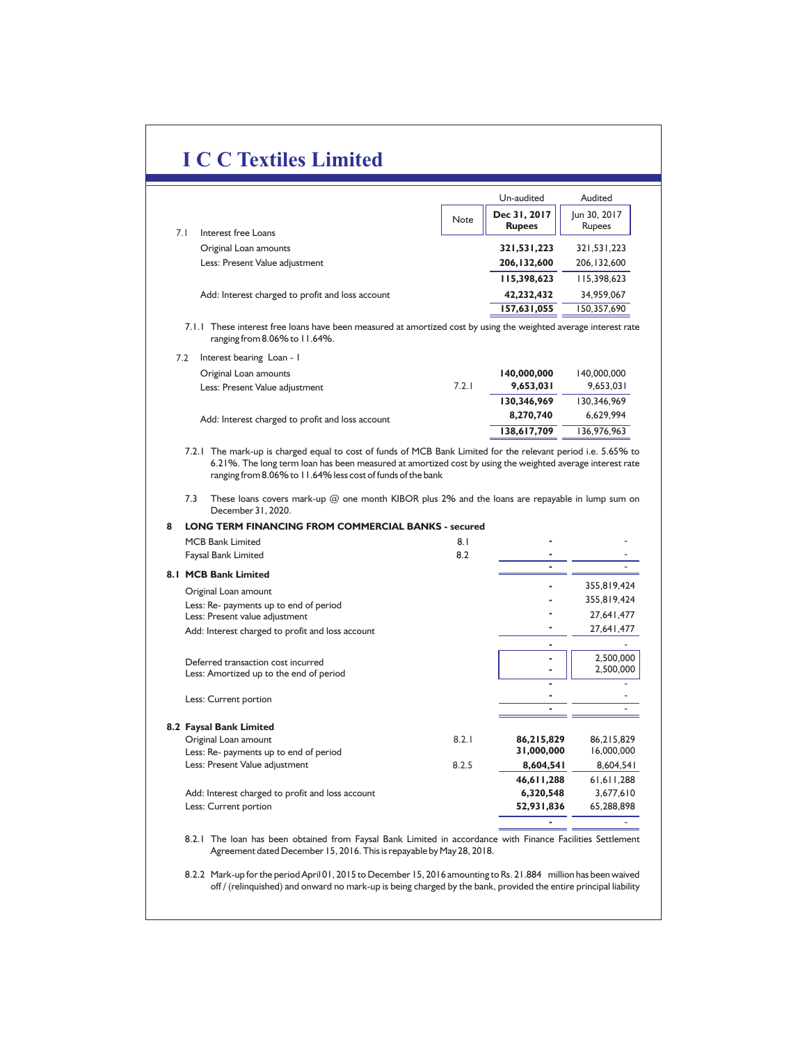| | Note | Un-audited Dec 31, 2017 Rupees | Audited Jun 30, 2017 Rupees |
|---|---|---|---|
| **7.1 Interest free Loans** | | | |
| Original Loan amounts | | **321,531,223** | 321,531,223 |
| Less: Present Value adjustment | | **206,132,600** | 206,132,600 |
| | | **115,398,623** | 115,398,623 |
| Add: Interest charged to profit and loss account | | **42,232,432** | 34,959,067 |
| | | **157,631,055** | 150,357,690 |

7.1.1 These interest free loans have been measured at amortized cost by using the weighted average interest rate ranging from 8.06% to 11.64%.

| | Note | Dec 31, 2017 | Jun 30, 2017 |
|---|---|---|---|
| **7.2 Interest bearing Loan - I** | | | |
| Original Loan amounts | | **140,000,000** | 140,000,000 |
| Less: Present Value adjustment | 7.2.1 | **9,653,031** | 9,653,031 |
| | | **130,346,969** | 130,346,969 |
| Add: Interest charged to profit and loss account | | **8,270,740** | 6,629,994 |
| | | **138,617,709** | 136,976,963 |

7.2.1 The mark-up is charged equal to cost of funds of MCB Bank Limited for the relevant period i.e. 5.65% to 6.21%. The long term loan has been measured at amortized cost by using the weighted average interest rate ranging from 8.06% to 11.64% less cost of funds of the bank

7.3 These loans covers mark-up @ one month KIBOR plus 2% and the loans are repayable in lump sum on December 31, 2020.

## 8 LONG TERM FINANCING FROM COMMERCIAL BANKS - secured

| | Note | Dec 31, 2017 | Jun 30, 2017 |
|---|---|---|---|
| MCB Bank Limited | 8.1 | - | - |
| Faysal Bank Limited | 8.2 | - | - |
| | | - | - |

| | Note | Dec 31, 2017 | Jun 30, 2017 |
|---|---|---|---|
| **8.1 MCB Bank Limited** | | | |
| Original Loan amount | | - | 355,819,424 |
| Less: Re- payments up to end of period | | - | 355,819,424 |
| Less: Present value adjustment | | - | 27,641,477 |
| Add: Interest charged to profit and loss account | | - | 27,641,477 |
| | | - | - |
| Deferred transaction cost incurred | | - | 2,500,000 |
| Less: Amortized up to the end of period | | - | 2,500,000 |
| | | - | - |
| Less: Current portion | | - | - |
| | | - | - |

| | Note | Dec 31, 2017 | Jun 30, 2017 |
|---|---|---|---|
| **8.2 Faysal Bank Limited** | | | |
| Original Loan amount | 8.2.1 | **86,215,829** | 86,215,829 |
| Less: Re- payments up to end of period | | **31,000,000** | 16,000,000 |
| Less: Present Value adjustment | 8.2.5 | **8,604,541** | 8,604,541 |
| | | **46,611,288** | 61,611,288 |
| Add: Interest charged to profit and loss account | | **6,320,548** | 3,677,610 |
| Less: Current portion | | **52,931,836** | 65,288,898 |
| | | - | - |

8.2.1 The loan has been obtained from Faysal Bank Limited in accordance with Finance Facilities Settlement Agreement dated December 15, 2016. This is repayable by May 28, 2018.

8.2.2 Mark-up for the period April 01, 2015 to December 15, 2016 amounting to Rs. 21.884 million has been waived off / (relinquished) and onward no mark-up is being charged by the bank, provided the entire principal liability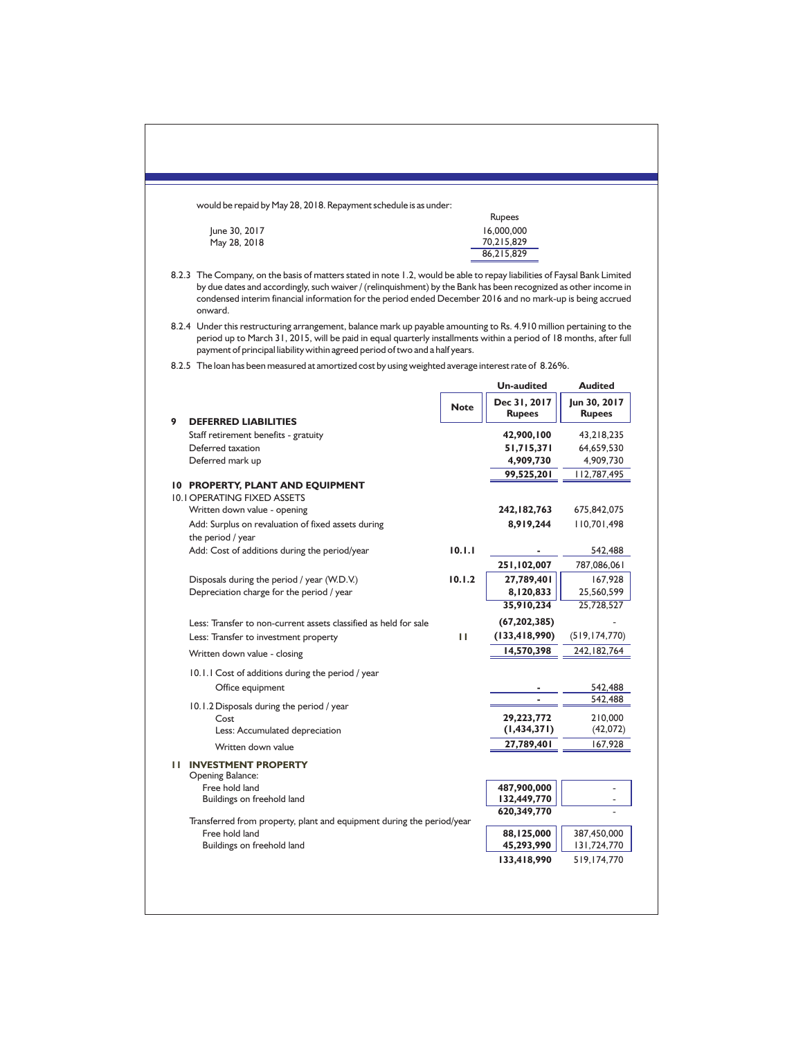would be repaid by May 28, 2018. Repayment schedule is as under:

| | Rupees |
|---|---|
| June 30, 2017 | 16,000,000 |
| May 28, 2018 | 70,215,829 |
| | 86,215,829 |

8.2.3 The Company, on the basis of matters stated in note 1.2, would be able to repay liabilities of Faysal Bank Limited by due dates and accordingly, such waiver / (relinquishment) by the Bank has been recognized as other income in condensed interim financial information for the period ended December 2016 and no mark-up is being accrued onward.

8.2.4 Under this restructuring arrangement, balance mark up payable amounting to Rs. 4.910 million pertaining to the period up to March 31, 2015, will be paid in equal quarterly installments within a period of 18 months, after full payment of principal liability within agreed period of two and a half years.

8.2.5 The loan has been measured at amortized cost by using weighted average interest rate of 8.26%.

| | | Un-audited | Audited |
|---|---|---|---|
| | **Note** | **Dec 31, 2017 Rupees** | **Jun 30, 2017 Rupees** |
| **9 DEFERRED LIABILITIES** | | | |
| Staff retirement benefits - gratuity | | **42,900,100** | 43,218,235 |
| Deferred taxation | | **51,715,371** | 64,659,530 |
| Deferred mark up | | **4,909,730** | 4,909,730 |
| | | **99,525,201** | 112,787,495 |
| **10 PROPERTY, PLANT AND EQUIPMENT** | | | |
| 10.1 OPERATING FIXED ASSETS | | | |
| Written down value - opening | | **242,182,763** | 675,842,075 |
| Add: Surplus on revaluation of fixed assets during the period / year | | **8,919,244** | 110,701,498 |
| Add: Cost of additions during the period/year | **10.1.1** | **-** | 542,488 |
| | | **251,102,007** | 787,086,061 |
| Disposals during the period / year (W.D.V.) | **10.1.2** | **27,789,401** | 167,928 |
| Depreciation charge for the period / year | | **8,120,833** | 25,560,599 |
| | | **35,910,234** | 25,728,527 |
| Less: Transfer to non-current assets classified as held for sale | | **(67,202,385)** | - |
| Less: Transfer to investment property | **11** | **(133,418,990)** | (519,174,770) |
| Written down value - closing | | **14,570,398** | 242,182,764 |
| 10.1.1 Cost of additions during the period / year | | | |
| Office equipment | | **-** | 542,488 |
| | | **-** | 542,488 |
| 10.1.2 Disposals during the period / year | | | |
| Cost | | **29,223,772** | 210,000 |
| Less: Accumulated depreciation | | **(1,434,371)** | (42,072) |
| Written down value | | **27,789,401** | 167,928 |
| **11 INVESTMENT PROPERTY** | | | |
| Opening Balance: | | | |
| Free hold land | | **487,900,000** | - |
| Buildings on freehold land | | **132,449,770** | - |
| | | **620,349,770** | - |
| Transferred from property, plant and equipment during the period/year | | | |
| Free hold land | | **88,125,000** | 387,450,000 |
| Buildings on freehold land | | **45,293,990** | 131,724,770 |
| | | **133,418,990** | 519,174,770 |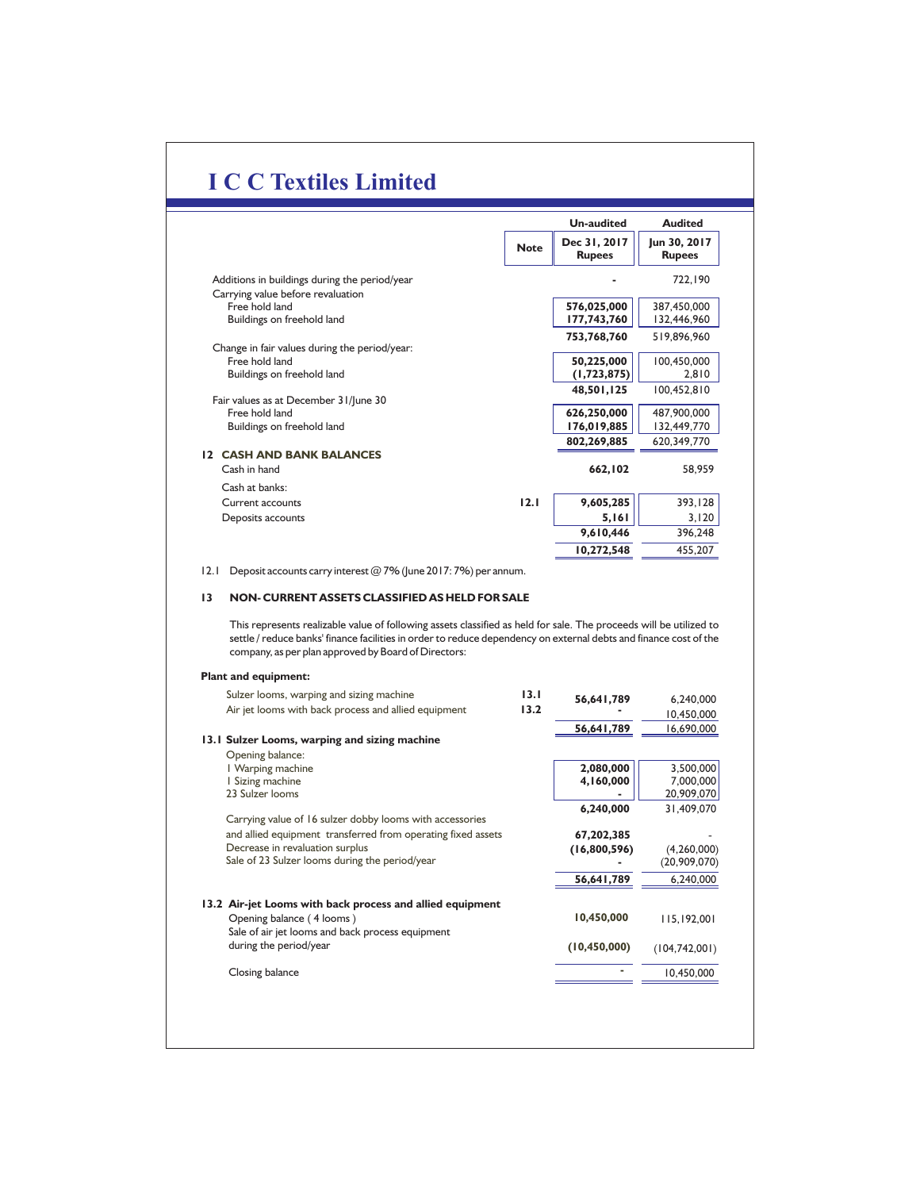# I C C Textiles Limited

| | Note | Un-audited Dec 31, 2017 Rupees | Audited Jun 30, 2017 Rupees |
|---|---|---|---|
| Additions in buildings during the period/year | | - | 722,190 |
| Carrying value before revaluation | | | |
| Free hold land | | 576,025,000 | 387,450,000 |
| Buildings on freehold land | | 177,743,760 | 132,446,960 |
| | | 753,768,760 | 519,896,960 |
| Change in fair values during the period/year: | | | |
| Free hold land | | 50,225,000 | 100,450,000 |
| Buildings on freehold land | | (1,723,875) | 2,810 |
| | | 48,501,125 | 100,452,810 |
| Fair values as at December 31/June 30 | | | |
| Free hold land | | 626,250,000 | 487,900,000 |
| Buildings on freehold land | | 176,019,885 | 132,449,770 |
| | | 802,269,885 | 620,349,770 |
| **12 CASH AND BANK BALANCES** | | | |
| Cash in hand | | 662,102 | 58,959 |
| Cash at banks: | | | |
| Current accounts | 12.1 | 9,605,285 | 393,128 |
| Deposits accounts | | 5,161 | 3,120 |
| | | 9,610,446 | 396,248 |
| | | 10,272,548 | 455,207 |

12.1 Deposit accounts carry interest @ 7% (June 2017: 7%) per annum.

## 13 NON- CURRENT ASSETS CLASSIFIED AS HELD FOR SALE

This represents realizable value of following assets classified as held for sale. The proceeds will be utilized to settle / reduce banks' finance facilities in order to reduce dependency on external debts and finance cost of the company, as per plan approved by Board of Directors:

| | Note | Dec 31, 2017 Rupees | Jun 30, 2017 Rupees |
|---|---|---|---|
| **Plant and equipment:** | | | |
| Sulzer looms, warping and sizing machine | 13.1 | 56,641,789 | 6,240,000 |
| Air jet looms with back process and allied equipment | 13.2 | - | 10,450,000 |
| | | 56,641,789 | 16,690,000 |
| **13.1 Sulzer Looms, warping and sizing machine** | | | |
| Opening balance: | | | |
| 1 Warping machine | | 2,080,000 | 3,500,000 |
| 1 Sizing machine | | 4,160,000 | 7,000,000 |
| 23 Sulzer looms | | - | 20,909,070 |
| | | 6,240,000 | 31,409,070 |
| Carrying value of 16 sulzer dobby looms with accessories and allied equipment transferred from operating fixed assets | | 67,202,385 | - |
| Decrease in revaluation surplus | | (16,800,596) | (4,260,000) |
| Sale of 23 Sulzer looms during the period/year | | - | (20,909,070) |
| | | 56,641,789 | 6,240,000 |
| **13.2 Air-jet Looms with back process and allied equipment** | | | |
| Opening balance ( 4 looms ) | | 10,450,000 | 115,192,001 |
| Sale of air jet looms and back process equipment during the period/year | | (10,450,000) | (104,742,001) |
| Closing balance | | - | 10,450,000 |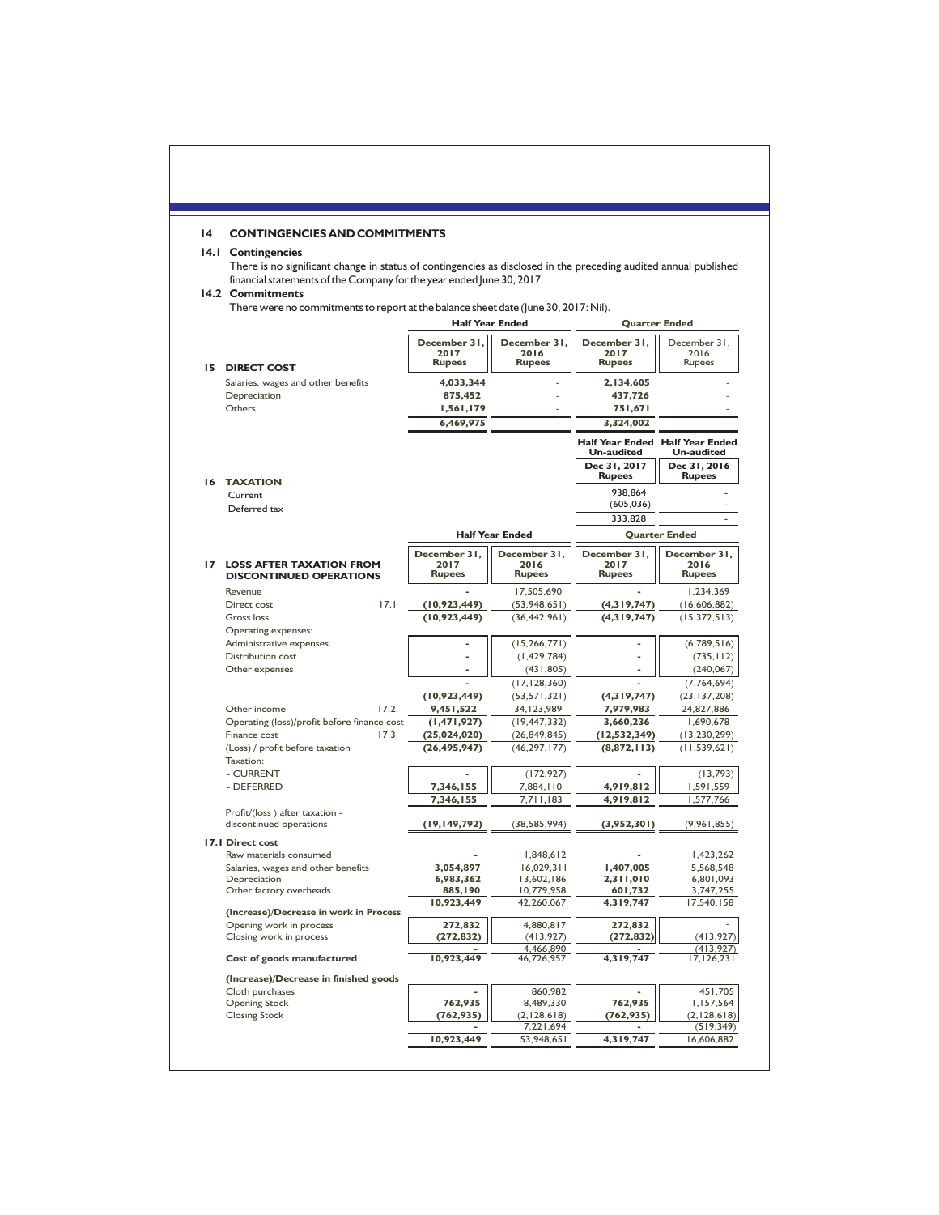## 14 CONTINGENCIES AND COMMITMENTS

### 14.1 Contingencies

There is no significant change in status of contingencies as disclosed in the preceding audited annual published financial statements of the Company for the year ended June 30, 2017.

### 14.2 Commitments

There were no commitments to report at the balance sheet date (June 30, 2017: Nil).

| | Half Year Ended | | Quarter Ended | |
|---|---|---|---|---|
| | **December 31, 2017 Rupees** | **December 31, 2016 Rupees** | **December 31, 2017 Rupees** | December 31, 2016 Rupees |
| **15 DIRECT COST** | | | | |
| Salaries, wages and other benefits | **4,033,344** | - | **2,134,605** | - |
| Depreciation | **875,452** | - | **437,726** | - |
| Others | **1,561,179** | - | **751,671** | - |
| | **6,469,975** | - | **3,324,002** | - |

| | Half Year Ended Un-audited | Half Year Ended Un-audited |
|---|---|---|
| | **Dec 31, 2017 Rupees** | **Dec 31, 2016 Rupees** |
| **16 TAXATION** | | |
| Current | 938,864 | - |
| Deferred tax | (605,036) | - |
| | 333,828 | - |

| | | Half Year Ended | | Quarter Ended | |
|---|---|---|---|---|---|
| **17 LOSS AFTER TAXATION FROM DISCONTINUED OPERATIONS** | | **December 31, 2017 Rupees** | **December 31, 2016 Rupees** | **December 31, 2017 Rupees** | **December 31, 2016 Rupees** |
| Revenue | | - | 17,505,690 | - | 1,234,369 |
| Direct cost | 17.1 | **(10,923,449)** | (53,948,651) | **(4,319,747)** | (16,606,882) |
| Gross loss | | **(10,923,449)** | (36,442,961) | **(4,319,747)** | (15,372,513) |
| Operating expenses: | | | | | |
| Administrative expenses | | - | (15,266,771) | - | (6,789,516) |
| Distribution cost | | - | (1,429,784) | - | (735,112) |
| Other expenses | | - | (431,805) | - | (240,067) |
| | | - | (17,128,360) | - | (7,764,694) |
| | | **(10,923,449)** | (53,571,321) | **(4,319,747)** | (23,137,208) |
| Other income | 17.2 | **9,451,522** | 34,123,989 | **7,979,983** | 24,827,886 |
| Operating (loss)/profit before finance cost | | **(1,471,927)** | (19,447,332) | **3,660,236** | 1,690,678 |
| Finance cost | 17.3 | **(25,024,020)** | (26,849,845) | **(12,532,349)** | (13,230,299) |
| (Loss) / profit before taxation | | **(26,495,947)** | (46,297,177) | **(8,872,113)** | (11,539,621) |
| Taxation: | | | | | |
| - CURRENT | | - | (172,927) | - | (13,793) |
| - DEFERRED | | **7,346,155** | 7,884,110 | **4,919,812** | 1,591,559 |
| | | **7,346,155** | 7,711,183 | **4,919,812** | 1,577,766 |
| Profit/(loss ) after taxation - discontinued operations | | **(19,149,792)** | (38,585,994) | **(3,952,301)** | (9,961,855) |

| **17.1 Direct cost** | | | | |
|---|---|---|---|---|
| Raw materials consumed | - | 1,848,612 | - | 1,423,262 |
| Salaries, wages and other benefits | **3,054,897** | 16,029,311 | **1,407,005** | 5,568,548 |
| Depreciation | **6,983,362** | 13,602,186 | **2,311,010** | 6,801,093 |
| Other factory overheads | **885,190** | 10,779,958 | **601,732** | 3,747,255 |
| | **10,923,449** | 42,260,067 | **4,319,747** | 17,540,158 |
| **(Increase)/Decrease in work in Process** | | | | |
| Opening work in process | **272,832** | 4,880,817 | **272,832** | - |
| Closing work in process | **(272,832)** | (413,927) | **(272,832)** | (413,927) |
| | - | 4,466,890 | - | (413,927) |
| **Cost of goods manufactured** | **10,923,449** | 46,726,957 | **4,319,747** | 17,126,231 |
| **(Increase)/Decrease in finished goods** | | | | |
| Cloth purchases | - | 860,982 | - | 451,705 |
| Opening Stock | **762,935** | 8,489,330 | **762,935** | 1,157,564 |
| Closing Stock | **(762,935)** | (2,128,618) | **(762,935)** | (2,128,618) |
| | - | 7,221,694 | - | (519,349) |
| | **10,923,449** | 53,948,651 | **4,319,747** | 16,606,882 |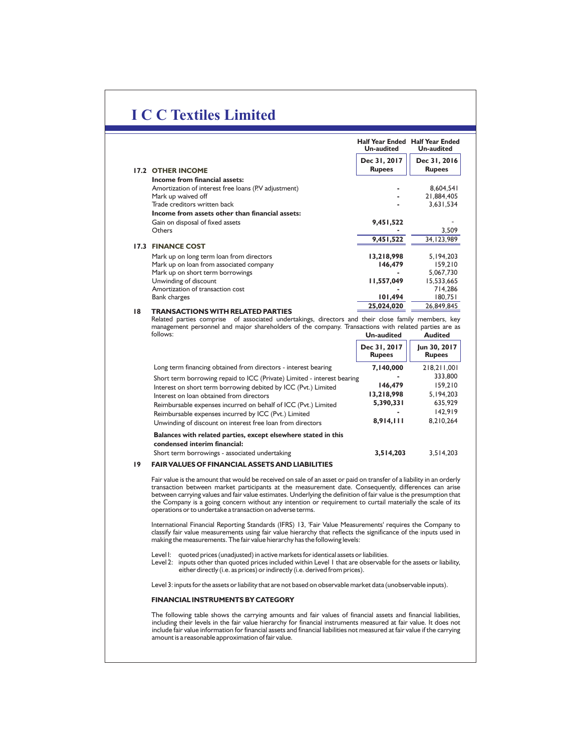# I C C Textiles Limited

| | Half Year Ended Un-audited | Half Year Ended Un-audited |
|---|---|---|
| | Dec 31, 2017 Rupees | Dec 31, 2016 Rupees |
| **17.2 OTHER INCOME** | | |
| **Income from financial assets:** | | |
| Amortization of interest free loans (P.V adjustment) | - | 8,604,541 |
| Mark up waived off | - | 21,884,405 |
| Trade creditors written back | - | 3,631,534 |
| **Income from assets other than financial assets:** | | |
| Gain on disposal of fixed assets | 9,451,522 | - |
| Others | - | 3,509 |
| | 9,451,522 | 34,123,989 |
| **17.3 FINANCE COST** | | |
| Mark up on long term loan from directors | 13,218,998 | 5,194,203 |
| Mark up on loan from associated company | 146,479 | 159,210 |
| Mark up on short term borrowings | - | 5,067,730 |
| Unwinding of discount | 11,557,049 | 15,533,665 |
| Amortization of transaction cost | - | 714,286 |
| Bank charges | 101,494 | 180,751 |
| | 25,024,020 | 26,849,845 |

## 18 TRANSACTIONS WITH RELATED PARTIES

Related parties comprise of associated undertakings, directors and their close family members, key management personnel and major shareholders of the company. Transactions with related parties are as follows:

| | Un-audited | Audited |
|---|---|---|
| | Dec 31, 2017 Rupees | Jun 30, 2017 Rupees |
| Long term financing obtained from directors - interest bearing | 7,140,000 | 218,211,001 |
| Short term borrowing repaid to ICC (Private) Limited - interest bearing | - | 333,800 |
| Interest on short term borrowing debited by ICC (Pvt.) Limited | 146,479 | 159,210 |
| Interest on loan obtained from directors | 13,218,998 | 5,194,203 |
| Reimbursable expenses incurred on behalf of ICC (Pvt.) Limited | 5,390,331 | 635,929 |
| Reimbursable expenses incurred by ICC (Pvt.) Limited | - | 142,919 |
| Unwinding of discount on interest free loan from directors | 8,914,111 | 8,210,264 |
| **Balances with related parties, except elsewhere stated in this condensed interim financial:** | | |
| Short term borrowings - associated undertaking | 3,514,203 | 3,514,203 |

## 19 FAIR VALUES OF FINANCIAL ASSETS AND LIABILITIES

Fair value is the amount that would be received on sale of an asset or paid on transfer of a liability in an orderly transaction between market participants at the measurement date. Consequently, differences can arise between carrying values and fair value estimates. Underlying the definition of fair value is the presumption that the Company is a going concern without any intention or requirement to curtail materially the scale of its operations or to undertake a transaction on adverse terms.

International Financial Reporting Standards (IFRS) 13, 'Fair Value Measurements' requires the Company to classify fair value measurements using fair value hierarchy that reflects the significance of the inputs used in making the measurements. The fair value hierarchy has the following levels:

Level I: quoted prices (unadjusted) in active markets for identical assets or liabilities.

Level 2: inputs other than quoted prices included within Level 1 that are observable for the assets or liability, either directly (i.e. as prices) or indirectly (i.e. derived from prices).

Level 3: inputs for the assets or liability that are not based on observable market data (unobservable inputs).

### FINANCIAL INSTRUMENTS BY CATEGORY

The following table shows the carrying amounts and fair values of financial assets and financial liabilities, including their levels in the fair value hierarchy for financial instruments measured at fair value. It does not include fair value information for financial assets and financial liabilities not measured at fair value if the carrying amount is a reasonable approximation of fair value.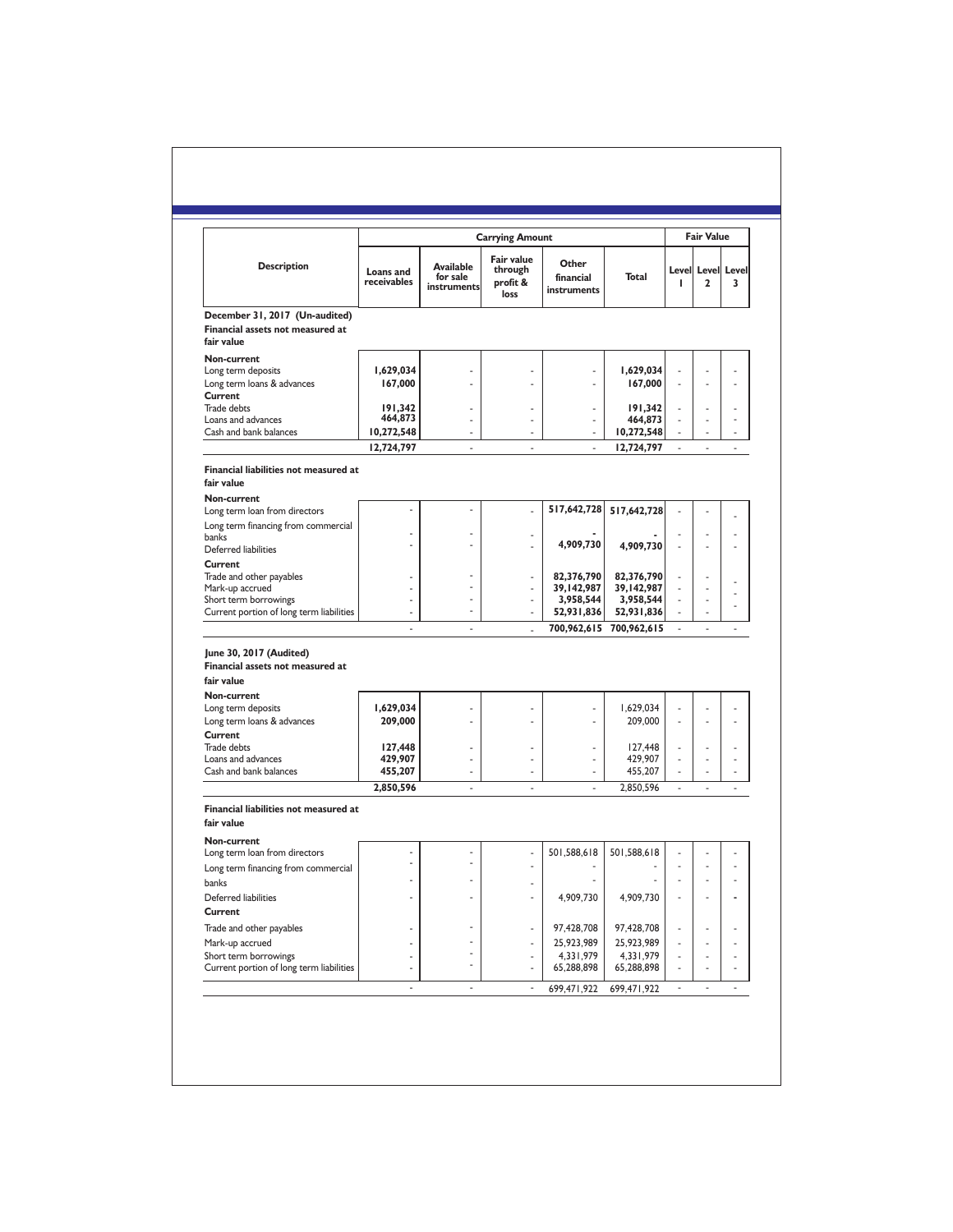| Description | Carrying Amount | | | | | Fair Value | | |
|---|---|---|---|---|---|---|---|---|
| | Loans and receivables | Available for sale instruments | Fair value through profit & loss | Other financial instruments | Total | Level 1 | Level 2 | Level 3 |
| **December 31, 2017 (Un-audited)** | | | | | | | | |
| **Financial assets not measured at fair value** | | | | | | | | |
| **Non-current** | | | | | | | | |
| Long term deposits | **1,629,034** | - | - | - | **1,629,034** | - | - | - |
| Long term loans & advances | **167,000** | - | - | - | **167,000** | - | - | - |
| **Current** | | | | | | | | |
| Trade debts | **191,342** | - | - | - | **191,342** | - | - | - |
| Loans and advances | **464,873** | - | - | - | **464,873** | - | - | - |
| Cash and bank balances | **10,272,548** | - | - | - | **10,272,548** | - | - | - |
| | **12,724,797** | - | - | - | **12,724,797** | - | - | - |
| **Financial liabilities not measured at fair value** | | | | | | | | |
| **Non-current** | | | | | | | | |
| Long term loan from directors | - | - | - | **517,642,728** | **517,642,728** | - | - | - |
| Long term financing from commercial banks | - | - | - | **-** | **-** | - | - | - |
| Deferred liabilities | - | - | - | **4,909,730** | **4,909,730** | - | - | - |
| **Current** | | | | | | | | |
| Trade and other payables | - | - | - | **82,376,790** | **82,376,790** | - | - | - |
| Mark-up accrued | - | - | - | **39,142,987** | **39,142,987** | - | - | - |
| Short term borrowings | - | - | - | **3,958,544** | **3,958,544** | - | - | - |
| Current portion of long term liabilities | - | - | - | **52,931,836** | **52,931,836** | - | - | - |
| | - | - | - | **700,962,615** | **700,962,615** | - | - | - |
| **June 30, 2017 (Audited)** | | | | | | | | |
| **Financial assets not measured at fair value** | | | | | | | | |
| **Non-current** | | | | | | | | |
| Long term deposits | **1,629,034** | - | - | - | 1,629,034 | - | - | - |
| Long term loans & advances | **209,000** | - | - | - | 209,000 | - | - | - |
| **Current** | | | | | | | | |
| Trade debts | **127,448** | - | - | - | 127,448 | - | - | - |
| Loans and advances | **429,907** | - | - | - | 429,907 | - | - | - |
| Cash and bank balances | **455,207** | - | - | - | 455,207 | - | - | - |
| | **2,850,596** | - | - | - | 2,850,596 | - | - | - |
| **Financial liabilities not measured at fair value** | | | | | | | | |
| **Non-current** | | | | | | | | |
| Long term loan from directors | - | - | - | 501,588,618 | 501,588,618 | - | - | - |
| Long term financing from commercial banks | - | - | - | - | - | - | - | - |
| Deferred liabilities | - | - | - | 4,909,730 | 4,909,730 | - | - | - |
| **Current** | | | | | | | | |
| Trade and other payables | - | - | - | 97,428,708 | 97,428,708 | - | - | - |
| Mark-up accrued | - | - | - | 25,923,989 | 25,923,989 | - | - | - |
| Short term borrowings | - | - | - | 4,331,979 | 4,331,979 | - | - | - |
| Current portion of long term liabilities | - | - | - | 65,288,898 | 65,288,898 | - | - | - |
| | - | - | - | 699,471,922 | 699,471,922 | - | - | - |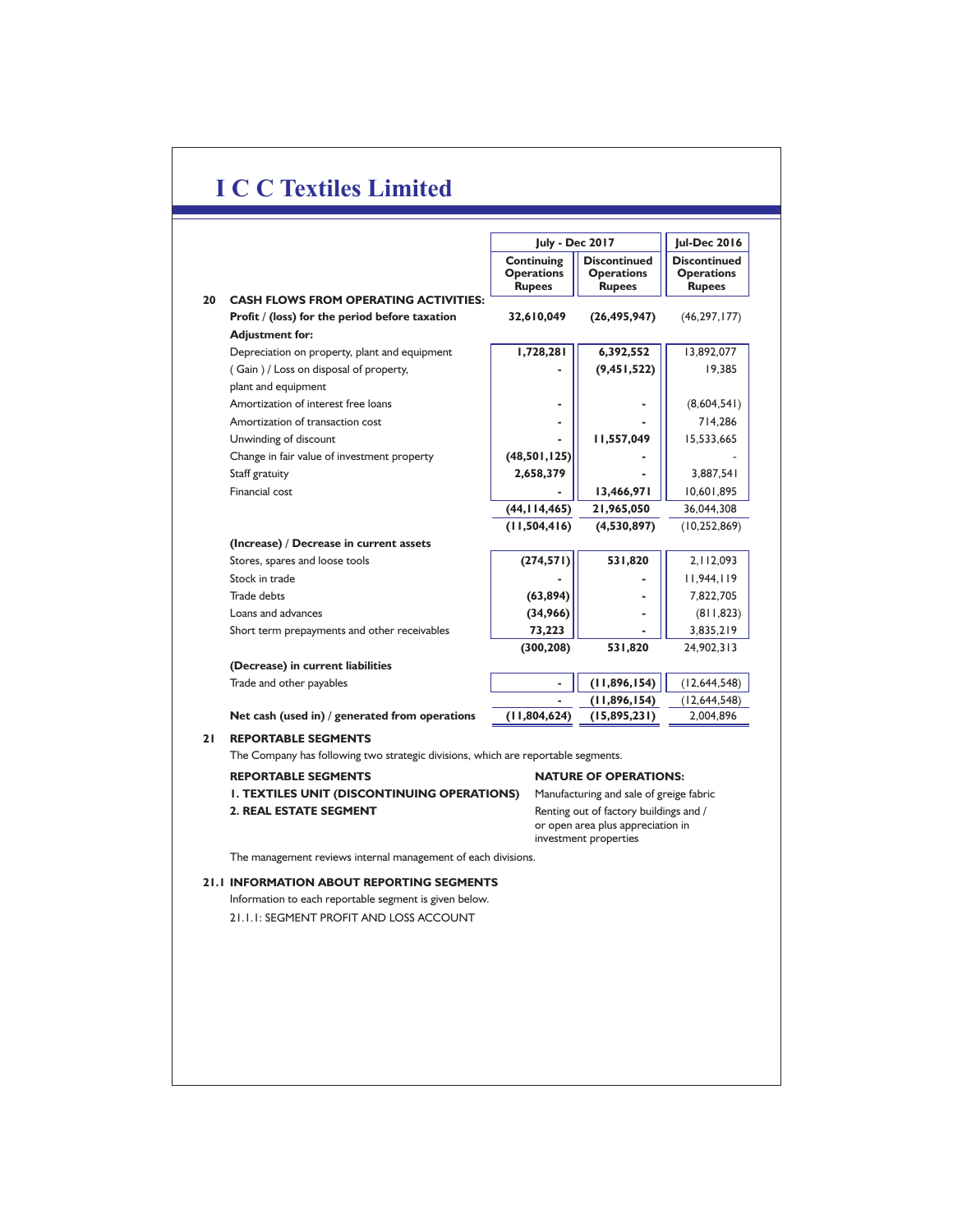# I C C Textiles Limited

| | | July - Dec 2017 | | Jul-Dec 2016 |
|---|---|---|---|---|
| | | Continuing Operations Rupees | Discontinued Operations Rupees | Discontinued Operations Rupees |
| **20** | **CASH FLOWS FROM OPERATING ACTIVITIES:** | | | |
| | **Profit / (loss) for the period before taxation** | **32,610,049** | **(26,495,947)** | (46,297,177) |
| | **Adjustment for:** | | | |
| | Depreciation on property, plant and equipment | **1,728,281** | **6,392,552** | 13,892,077 |
| | ( Gain ) / Loss on disposal of property, plant and equipment | **-** | **(9,451,522)** | 19,385 |
| | Amortization of interest free loans | **-** | **-** | (8,604,541) |
| | Amortization of transaction cost | **-** | **-** | 714,286 |
| | Unwinding of discount | **-** | **11,557,049** | 15,533,665 |
| | Change in fair value of investment property | **(48,501,125)** | **-** | - |
| | Staff gratuity | **2,658,379** | **-** | 3,887,541 |
| | Financial cost | **-** | **13,466,971** | 10,601,895 |
| | | **(44,114,465)** | **21,965,050** | 36,044,308 |
| | | **(11,504,416)** | **(4,530,897)** | (10,252,869) |
| | **(Increase) / Decrease in current assets** | | | |
| | Stores, spares and loose tools | **(274,571)** | **531,820** | 2,112,093 |
| | Stock in trade | **-** | **-** | 11,944,119 |
| | Trade debts | **(63,894)** | **-** | 7,822,705 |
| | Loans and advances | **(34,966)** | **-** | (811,823) |
| | Short term prepayments and other receivables | **73,223** | **-** | 3,835,219 |
| | | **(300,208)** | **531,820** | 24,902,313 |
| | **(Decrease) in current liabilities** | | | |
| | Trade and other payables | **-** | **(11,896,154)** | (12,644,548) |
| | | **-** | **(11,896,154)** | (12,644,548) |
| | **Net cash (used in) / generated from operations** | **(11,804,624)** | **(15,895,231)** | 2,004,896 |

## 21 REPORTABLE SEGMENTS

The Company has following two strategic divisions, which are reportable segments.

| REPORTABLE SEGMENTS | NATURE OF OPERATIONS: |
|---|---|
| **1. TEXTILES UNIT (DISCONTINUING OPERATIONS)** | Manufacturing and sale of greige fabric |
| **2. REAL ESTATE SEGMENT** | Renting out of factory buildings and / or open area plus appreciation in investment properties |

The management reviews internal management of each divisions.

## 21.1 INFORMATION ABOUT REPORTING SEGMENTS

Information to each reportable segment is given below.

21.1.1: SEGMENT PROFIT AND LOSS ACCOUNT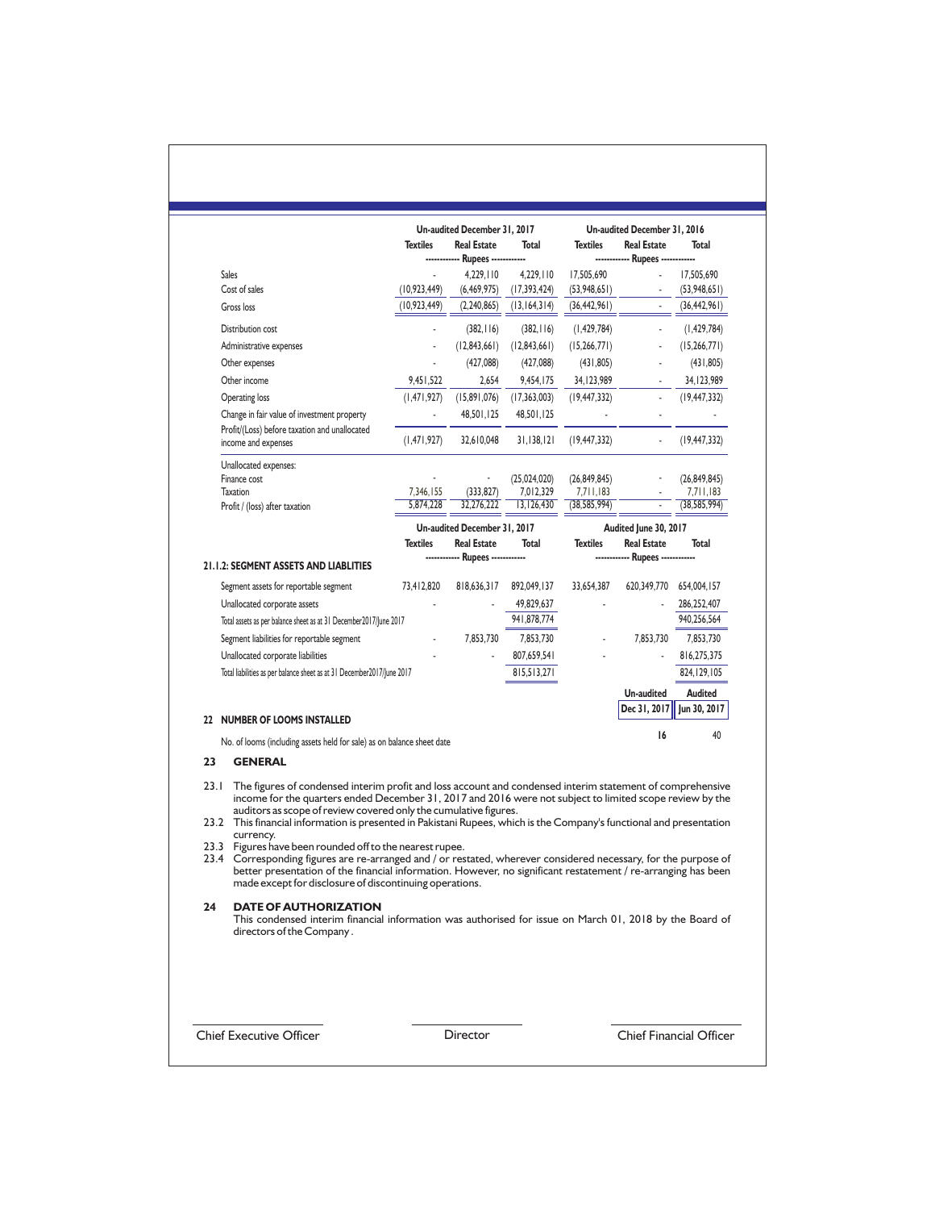| | Un-audited December 31, 2017 | | | Un-audited December 31, 2016 | | |
|---|---|---|---|---|---|---|
| | Textiles | Real Estate | Total | Textiles | Real Estate | Total |
| | ------------ Rupees ------------ | | | ------------ Rupees ------------ | | |
| Sales | - | 4,229,110 | 4,229,110 | 17,505,690 | - | 17,505,690 |
| Cost of sales | (10,923,449) | (6,469,975) | (17,393,424) | (53,948,651) | - | (53,948,651) |
| Gross loss | (10,923,449) | (2,240,865) | (13,164,314) | (36,442,961) | - | (36,442,961) |
| Distribution cost | - | (382,116) | (382,116) | (1,429,784) | - | (1,429,784) |
| Administrative expenses | - | (12,843,661) | (12,843,661) | (15,266,771) | - | (15,266,771) |
| Other expenses | - | (427,088) | (427,088) | (431,805) | - | (431,805) |
| Other income | 9,451,522 | 2,654 | 9,454,175 | 34,123,989 | - | 34,123,989 |
| Operating loss | (1,471,927) | (15,891,076) | (17,363,003) | (19,447,332) | - | (19,447,332) |
| Change in fair value of investment property | - | 48,501,125 | 48,501,125 | - | - | - |
| Profit/(Loss) before taxation and unallocated income and expenses | (1,471,927) | 32,610,048 | 31,138,121 | (19,447,332) | - | (19,447,332) |
| Unallocated expenses: | | | | | | |
| Finance cost | - | - | (25,024,020) | (26,849,845) | - | (26,849,845) |
| Taxation | 7,346,155 | (333,827) | 7,012,329 | 7,711,183 | - | 7,711,183 |
| Profit / (loss) after taxation | 5,874,228 | 32,276,222 | 13,126,430 | (38,585,994) | - | (38,585,994) |

### 21.1.2: SEGMENT ASSETS AND LIABLITIES

| | Un-audited December 31, 2017 | | | Audited June 30, 2017 | | |
|---|---|---|---|---|---|---|
| | Textiles | Real Estate | Total | Textiles | Real Estate | Total |
| | ------------ Rupees ------------ | | | ------------ Rupees ------------ | | |
| Segment assets for reportable segment | 73,412,820 | 818,636,317 | 892,049,137 | 33,654,387 | 620,349,770 | 654,004,157 |
| Unallocated corporate assets | - | - | 49,829,637 | - | - | 286,252,407 |
| Total assets as per balance sheet as at 31 December2017/June 2017 | | | 941,878,774 | | | 940,256,564 |
| Segment liabilities for reportable segment | - | 7,853,730 | 7,853,730 | - | 7,853,730 | 7,853,730 |
| Unallocated corporate liabilities | - | - | 807,659,541 | - | - | 816,275,375 |
| Total liabilities as per balance sheet as at 31 December2017/June 2017 | | | 815,513,271 | | | 824,129,105 |

## 22 NUMBER OF LOOMS INSTALLED

| | Un-audited Dec 31, 2017 | Audited Jun 30, 2017 |
|---|---|---|
| No. of looms (including assets held for sale) as on balance sheet date | 16 | 40 |

## 23 GENERAL

23.1 The figures of condensed interim profit and loss account and condensed interim statement of comprehensive income for the quarters ended December 31, 2017 and 2016 were not subject to limited scope review by the auditors as scope of review covered only the cumulative figures.

23.2 This financial information is presented in Pakistani Rupees, which is the Company's functional and presentation currency.

23.3 Figures have been rounded off to the nearest rupee.

23.4 Corresponding figures are re-arranged and / or restated, wherever considered necessary, for the purpose of better presentation of the financial information. However, no significant restatement / re-arranging has been made except for disclosure of discontinuing operations.

## 24 DATE OF AUTHORIZATION

This condensed interim financial information was authorised for issue on March 01, 2018 by the Board of directors of the Company .

Chief Executive Officer    Director    Chief Financial Officer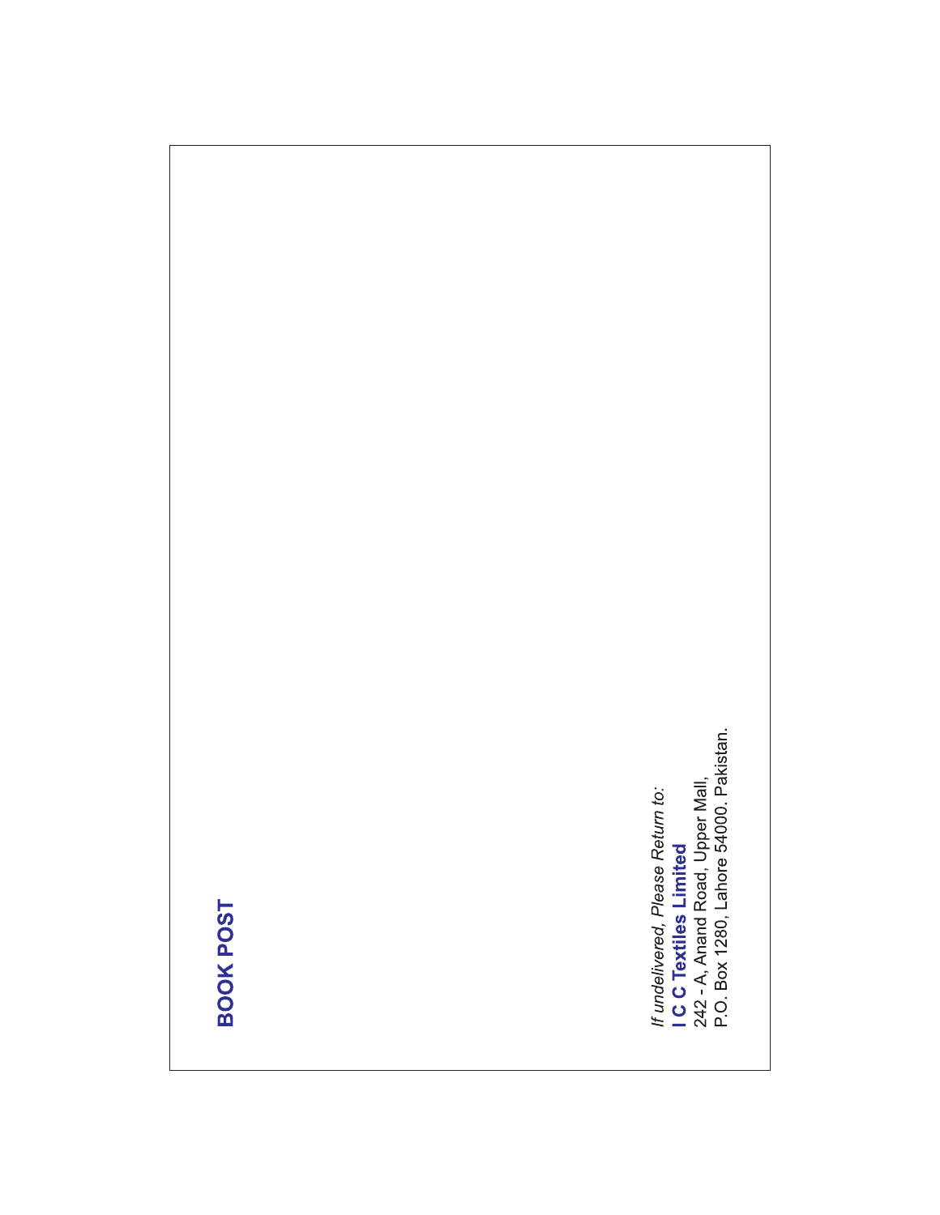**BOOK POST**

*If undelivered, Please Return to:*

**I C C Textiles Limited**

242 - A, Anand Road, Upper Mall,

P.O. Box 1280, Lahore 54000. Pakistan.